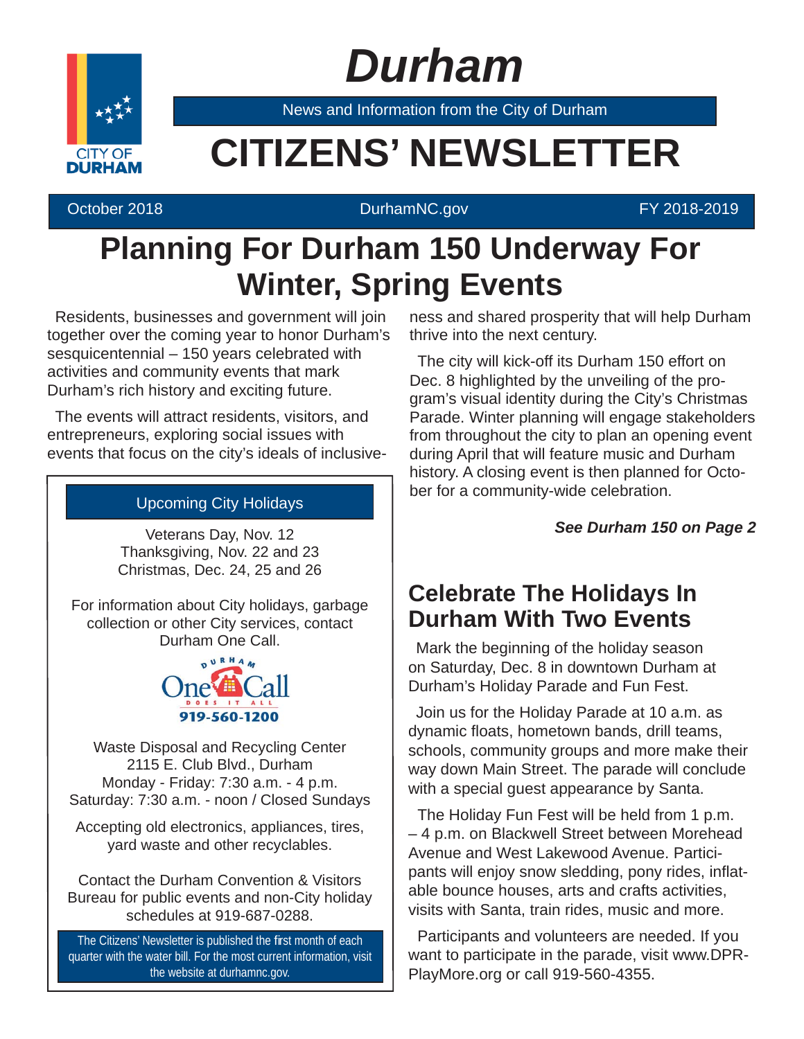# Durham

News and Information from the City of Durham

# CITIZENS' NEWSLETTER

October 2018 | DurhamNC.gov | FY 2018-2019

## Planning For Durham 150 Underway For Winter, Spring Events

Residents, businesses and government will join together over the coming year to honor Durham's sesquicentennial – 150 years celebrated with activities and community events that mark Durham's rich history and exciting future.

The events will attract residents, visitors, and entrepreneurs, exploring social issues with events that focus on the city's ideals of inclusiveness and shared prosperity that will help Durham thrive into the next century.

The city will kick-off its Durham 150 effort on Dec. 8 highlighted by the unveiling of the program's visual identity during the City's Christmas Parade. Winter planning will engage stakeholders from throughout the city to plan an opening event during April that will feature music and Durham history. A closing event is then planned for October for a community-wide celebration.

***See Durham 150 on Page 2***

### Upcoming City Holidays

Veterans Day, Nov. 12
Thanksgiving, Nov. 22 and 23
Christmas, Dec. 24, 25 and 26

For information about City holidays, garbage collection or other City services, contact Durham One Call.

Durham One Call Does It All
919-560-1200

Waste Disposal and Recycling Center
2115 E. Club Blvd., Durham
Monday - Friday: 7:30 a.m. - 4 p.m.
Saturday: 7:30 a.m. - noon / Closed Sundays

Accepting old electronics, appliances, tires, yard waste and other recyclables.

Contact the Durham Convention & Visitors Bureau for public events and non-City holiday schedules at 919-687-0288.

The Citizens' Newsletter is published the first month of each quarter with the water bill. For the most current information, visit the website at durhamnc.gov.

## Celebrate The Holidays In Durham With Two Events

Mark the beginning of the holiday season on Saturday, Dec. 8 in downtown Durham at Durham's Holiday Parade and Fun Fest.

Join us for the Holiday Parade at 10 a.m. as dynamic floats, hometown bands, drill teams, schools, community groups and more make their way down Main Street. The parade will conclude with a special guest appearance by Santa.

The Holiday Fun Fest will be held from 1 p.m. – 4 p.m. on Blackwell Street between Morehead Avenue and West Lakewood Avenue. Participants will enjoy snow sledding, pony rides, inflatable bounce houses, arts and crafts activities, visits with Santa, train rides, music and more.

Participants and volunteers are needed. If you want to participate in the parade, visit www.DPR-PlayMore.org or call 919-560-4355.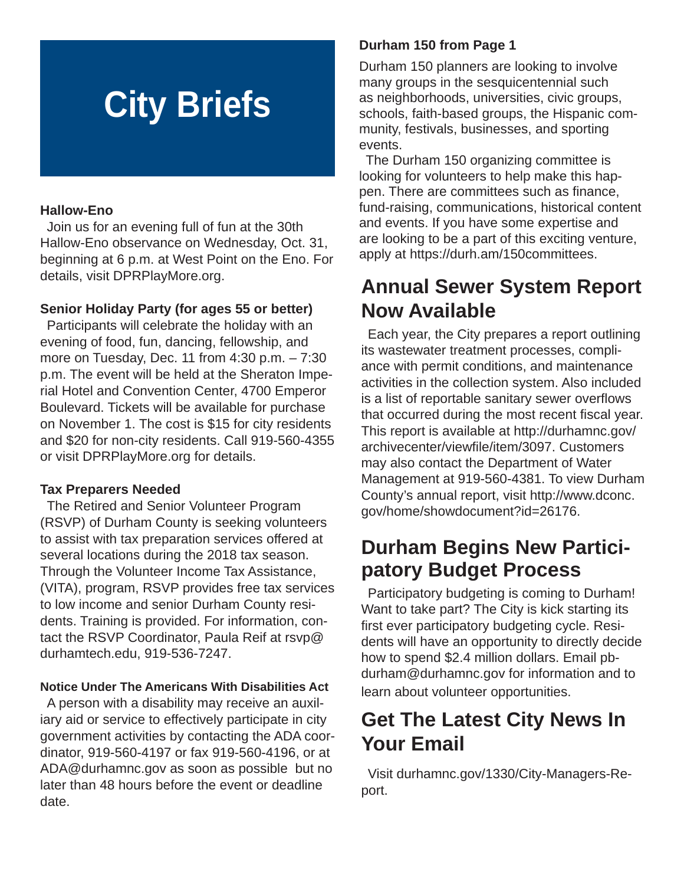# City Briefs

### Hallow-Eno

Join us for an evening full of fun at the 30th Hallow-Eno observance on Wednesday, Oct. 31, beginning at 6 p.m. at West Point on the Eno. For details, visit DPRPlayMore.org.

### Senior Holiday Party (for ages 55 or better)

Participants will celebrate the holiday with an evening of food, fun, dancing, fellowship, and more on Tuesday, Dec. 11 from 4:30 p.m. – 7:30 p.m. The event will be held at the Sheraton Imperial Hotel and Convention Center, 4700 Emperor Boulevard. Tickets will be available for purchase on November 1. The cost is $15 for city residents and $20 for non-city residents. Call 919-560-4355 or visit DPRPlayMore.org for details.

### Tax Preparers Needed

The Retired and Senior Volunteer Program (RSVP) of Durham County is seeking volunteers to assist with tax preparation services offered at several locations during the 2018 tax season. Through the Volunteer Income Tax Assistance, (VITA), program, RSVP provides free tax services to low income and senior Durham County residents. Training is provided. For information, contact the RSVP Coordinator, Paula Reif at rsvp@durhamtech.edu, 919-536-7247.

### Notice Under The Americans With Disabilities Act

A person with a disability may receive an auxiliary aid or service to effectively participate in city government activities by contacting the ADA coordinator, 919-560-4197 or fax 919-560-4196, or at ADA@durhamnc.gov as soon as possible but no later than 48 hours before the event or deadline date.

### Durham 150 from Page 1

Durham 150 planners are looking to involve many groups in the sesquicentennial such as neighborhoods, universities, civic groups, schools, faith-based groups, the Hispanic community, festivals, businesses, and sporting events.

The Durham 150 organizing committee is looking for volunteers to help make this happen. There are committees such as finance, fund-raising, communications, historical content and events. If you have some expertise and are looking to be a part of this exciting venture, apply at https://durh.am/150committees.

## Annual Sewer System Report Now Available

Each year, the City prepares a report outlining its wastewater treatment processes, compliance with permit conditions, and maintenance activities in the collection system. Also included is a list of reportable sanitary sewer overflows that occurred during the most recent fiscal year. This report is available at http://durhamnc.gov/archivecenter/viewfile/item/3097. Customers may also contact the Department of Water Management at 919-560-4381. To view Durham County's annual report, visit http://www.dconc.gov/home/showdocument?id=26176.

## Durham Begins New Participatory Budget Process

Participatory budgeting is coming to Durham! Want to take part? The City is kick starting its first ever participatory budgeting cycle. Residents will have an opportunity to directly decide how to spend $2.4 million dollars. Email pbdurham@durhamnc.gov for information and to learn about volunteer opportunities.

## Get The Latest City News In Your Email

Visit durhamnc.gov/1330/City-Managers-Report.